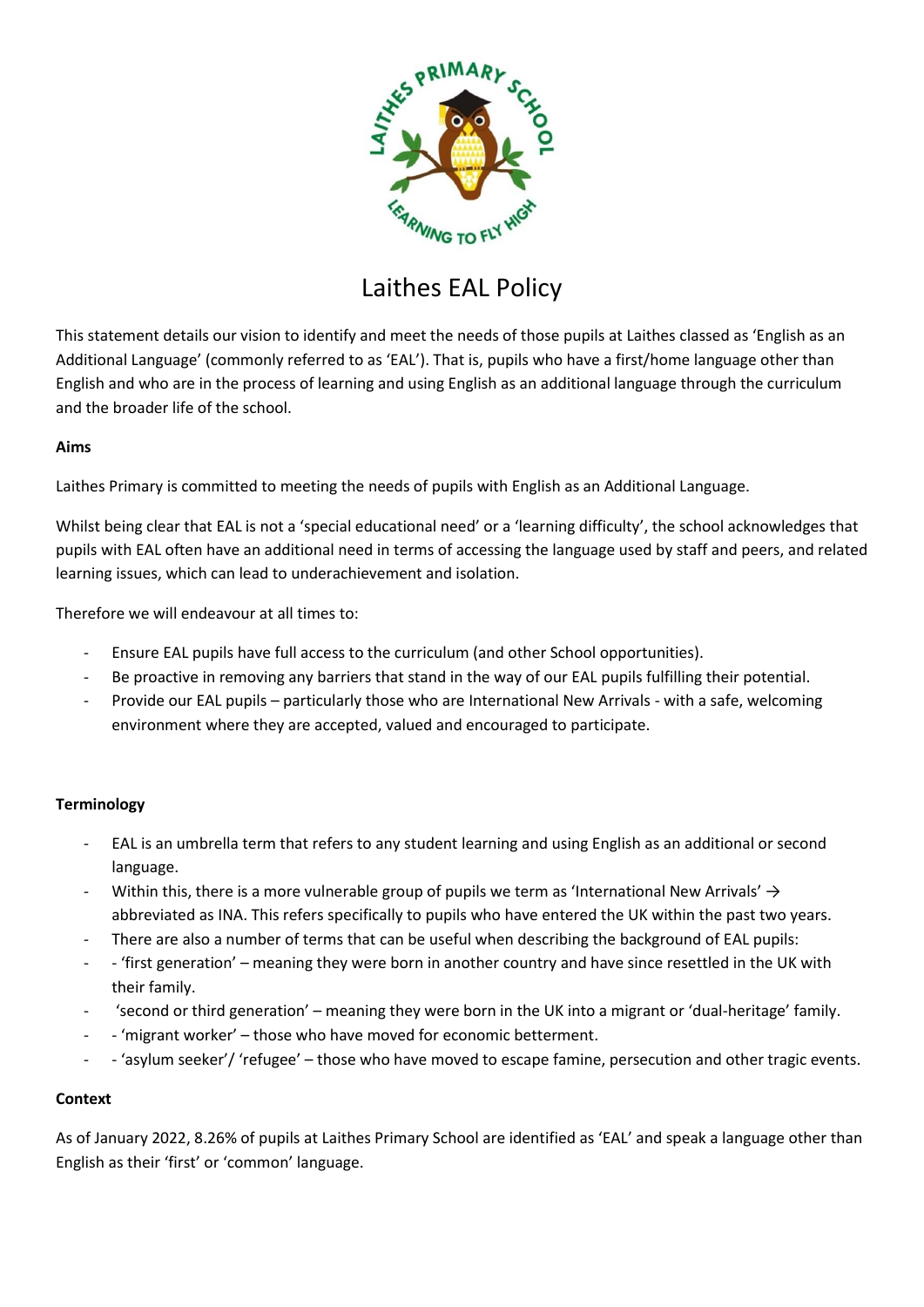# Laithes EAL Policy

This statement details our vision to identify and meet the needs of those pupils at Laithes classed as 'English as an Additional Language' (commonly referred to as 'EAL'). That is, pupils who have a first/home language other than English and who are in the process of learning and using English as an additional language through the curriculum and the broader life of the school.

**Aims**

Laithes Primary is committed to meeting the needs of pupils with English as an Additional Language.

Whilst being clear that EAL is not a 'special educational need' or a 'learning difficulty', the school acknowledges that pupils with EAL often have an additional need in terms of accessing the language used by staff and peers, and related learning issues, which can lead to underachievement and isolation.

Therefore we will endeavour at all times to:

- Ensure EAL pupils have full access to the curriculum (and other School opportunities).
- Be proactive in removing any barriers that stand in the way of our EAL pupils fulfilling their potential.
- Provide our EAL pupils – particularly those who are International New Arrivals - with a safe, welcoming environment where they are accepted, valued and encouraged to participate.

**Terminology**

- EAL is an umbrella term that refers to any student learning and using English as an additional or second language.
- Within this, there is a more vulnerable group of pupils we term as 'International New Arrivals' → abbreviated as INA. This refers specifically to pupils who have entered the UK within the past two years.
- There are also a number of terms that can be useful when describing the background of EAL pupils:
- - 'first generation' – meaning they were born in another country and have since resettled in the UK with their family.
- 'second or third generation' – meaning they were born in the UK into a migrant or 'dual-heritage' family.
- - 'migrant worker' – those who have moved for economic betterment.
- - 'asylum seeker'/ 'refugee' – those who have moved to escape famine, persecution and other tragic events.

**Context**

As of January 2022, 8.26% of pupils at Laithes Primary School are identified as 'EAL' and speak a language other than English as their 'first' or 'common' language.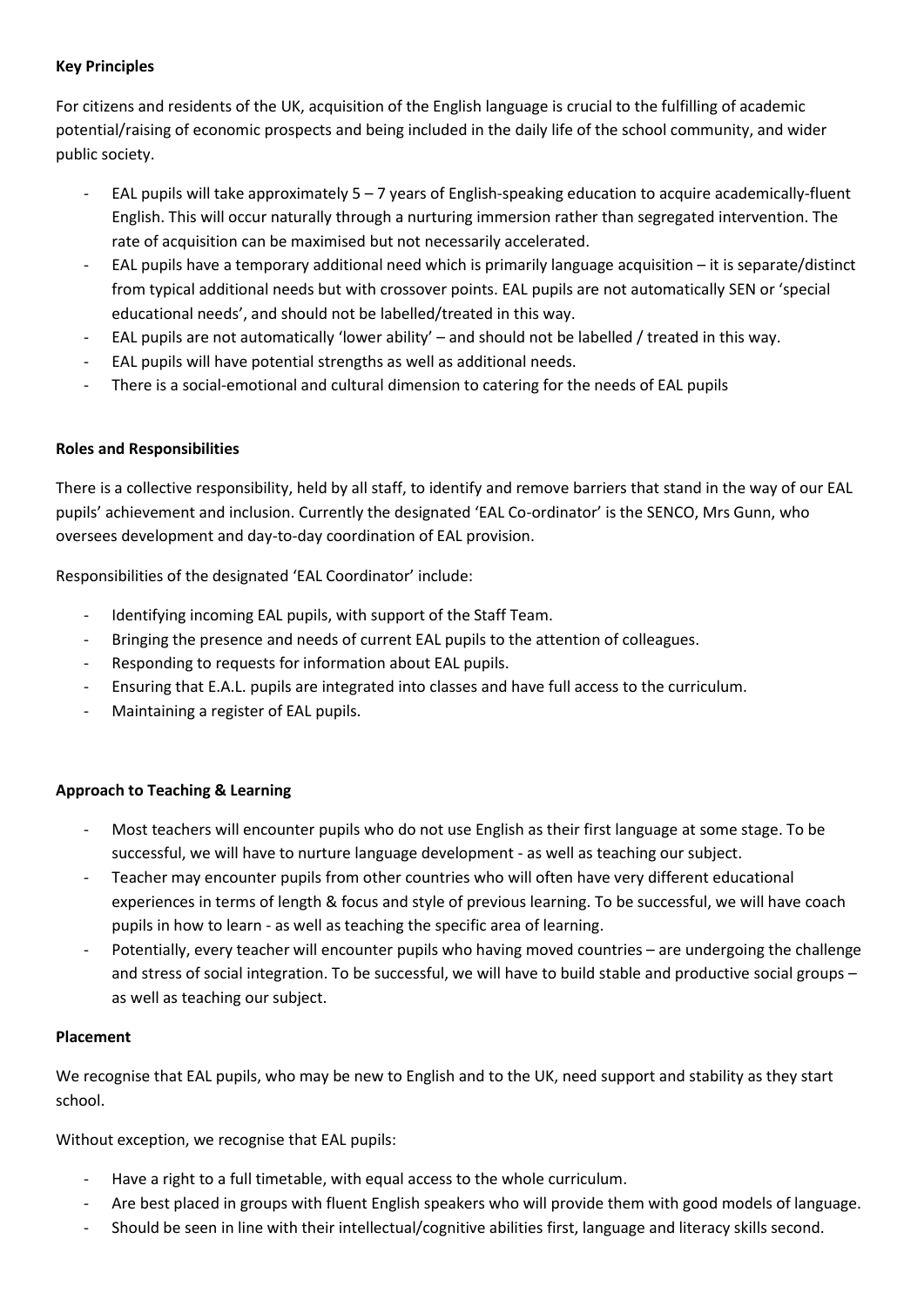**Key Principles**

For citizens and residents of the UK, acquisition of the English language is crucial to the fulfilling of academic potential/raising of economic prospects and being included in the daily life of the school community, and wider public society.

- EAL pupils will take approximately 5 – 7 years of English-speaking education to acquire academically-fluent English. This will occur naturally through a nurturing immersion rather than segregated intervention. The rate of acquisition can be maximised but not necessarily accelerated.
- EAL pupils have a temporary additional need which is primarily language acquisition – it is separate/distinct from typical additional needs but with crossover points. EAL pupils are not automatically SEN or 'special educational needs', and should not be labelled/treated in this way.
- EAL pupils are not automatically 'lower ability' – and should not be labelled / treated in this way.
- EAL pupils will have potential strengths as well as additional needs.
- There is a social-emotional and cultural dimension to catering for the needs of EAL pupils

**Roles and Responsibilities**

There is a collective responsibility, held by all staff, to identify and remove barriers that stand in the way of our EAL pupils' achievement and inclusion. Currently the designated 'EAL Co-ordinator' is the SENCO, Mrs Gunn, who oversees development and day-to-day coordination of EAL provision.

Responsibilities of the designated 'EAL Coordinator' include:

- Identifying incoming EAL pupils, with support of the Staff Team.
- Bringing the presence and needs of current EAL pupils to the attention of colleagues.
- Responding to requests for information about EAL pupils.
- Ensuring that E.A.L. pupils are integrated into classes and have full access to the curriculum.
- Maintaining a register of EAL pupils.

**Approach to Teaching & Learning**

- Most teachers will encounter pupils who do not use English as their first language at some stage. To be successful, we will have to nurture language development - as well as teaching our subject.
- Teacher may encounter pupils from other countries who will often have very different educational experiences in terms of length & focus and style of previous learning. To be successful, we will have coach pupils in how to learn - as well as teaching the specific area of learning.
- Potentially, every teacher will encounter pupils who having moved countries – are undergoing the challenge and stress of social integration. To be successful, we will have to build stable and productive social groups – as well as teaching our subject.

**Placement**

We recognise that EAL pupils, who may be new to English and to the UK, need support and stability as they start school.

Without exception, we recognise that EAL pupils:

- Have a right to a full timetable, with equal access to the whole curriculum.
- Are best placed in groups with fluent English speakers who will provide them with good models of language.
- Should be seen in line with their intellectual/cognitive abilities first, language and literacy skills second.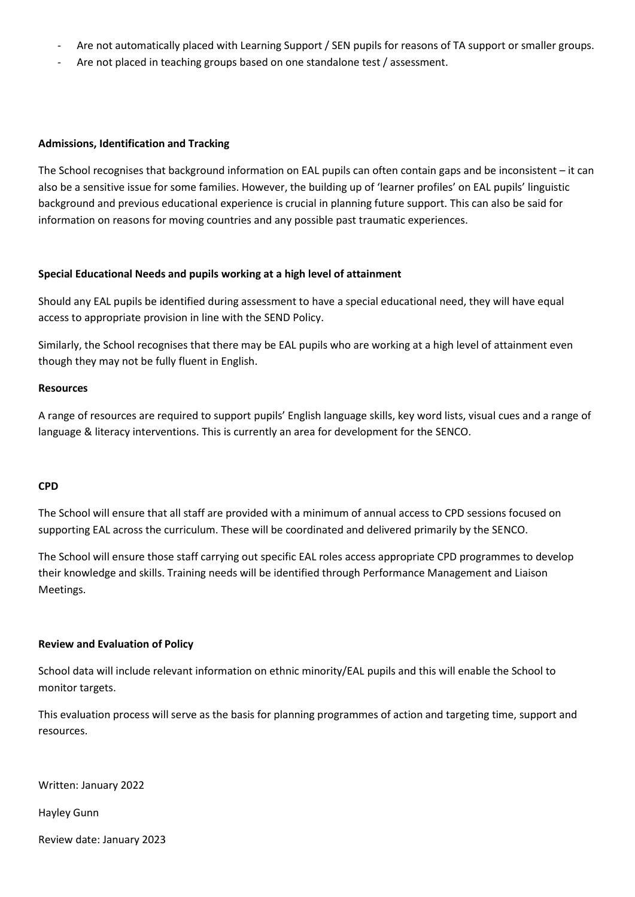- Are not automatically placed with Learning Support / SEN pupils for reasons of TA support or smaller groups.
- Are not placed in teaching groups based on one standalone test / assessment.

**Admissions, Identification and Tracking**

The School recognises that background information on EAL pupils can often contain gaps and be inconsistent – it can also be a sensitive issue for some families. However, the building up of 'learner profiles' on EAL pupils' linguistic background and previous educational experience is crucial in planning future support. This can also be said for information on reasons for moving countries and any possible past traumatic experiences.

**Special Educational Needs and pupils working at a high level of attainment**

Should any EAL pupils be identified during assessment to have a special educational need, they will have equal access to appropriate provision in line with the SEND Policy.

Similarly, the School recognises that there may be EAL pupils who are working at a high level of attainment even though they may not be fully fluent in English.

**Resources**

A range of resources are required to support pupils' English language skills, key word lists, visual cues and a range of language & literacy interventions. This is currently an area for development for the SENCO.

**CPD**

The School will ensure that all staff are provided with a minimum of annual access to CPD sessions focused on supporting EAL across the curriculum. These will be coordinated and delivered primarily by the SENCO.

The School will ensure those staff carrying out specific EAL roles access appropriate CPD programmes to develop their knowledge and skills. Training needs will be identified through Performance Management and Liaison Meetings.

**Review and Evaluation of Policy**

School data will include relevant information on ethnic minority/EAL pupils and this will enable the School to monitor targets.

This evaluation process will serve as the basis for planning programmes of action and targeting time, support and resources.

Written: January 2022

Hayley Gunn

Review date: January 2023